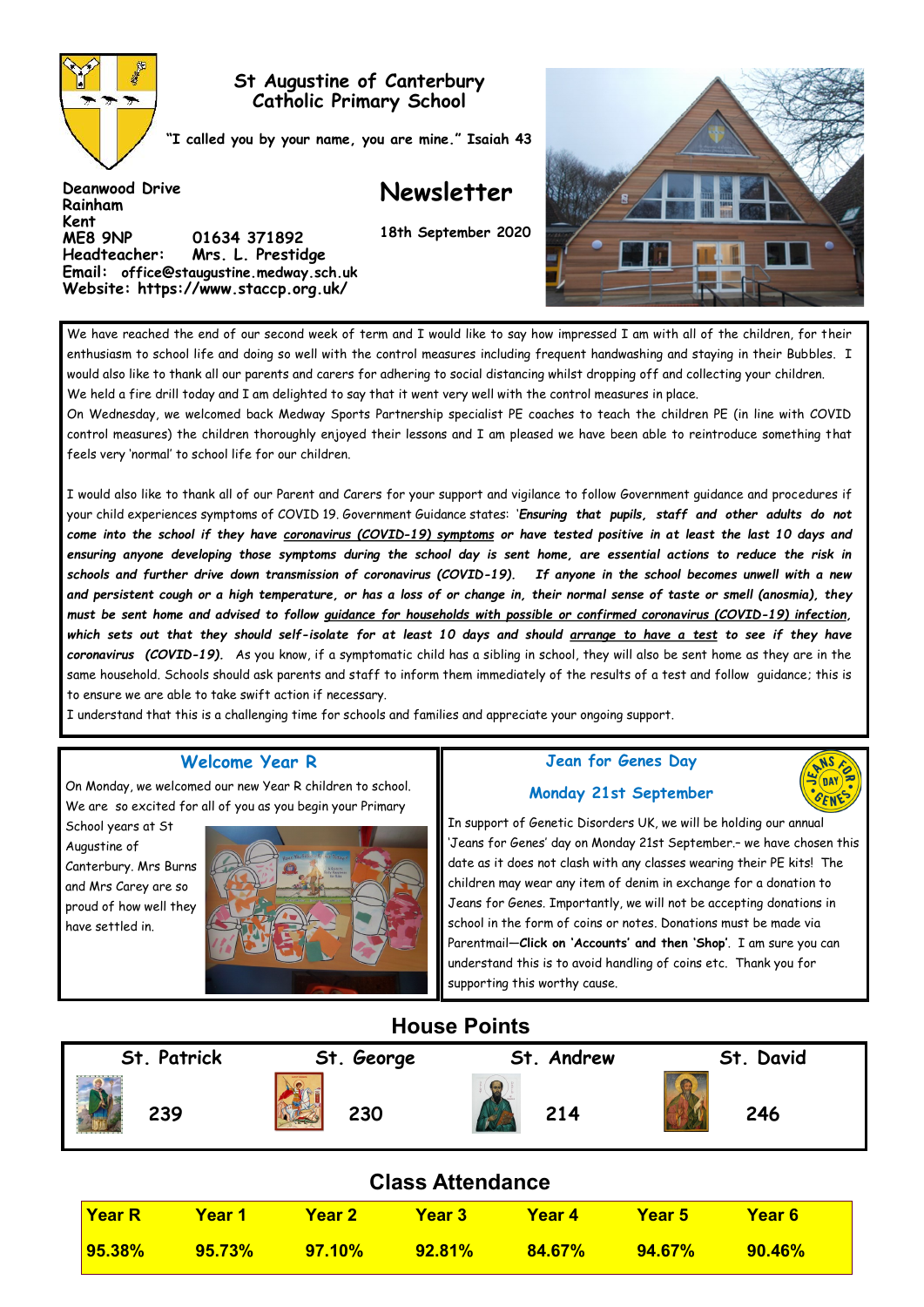# St Augustine of Canterbury Catholic Primary School

**"I called you by your name, you are mine." Isaiah 43**

**Deanwood Drive**
**Rainham**
**Kent**
**ME8 9NP 01634 371892**
**Headteacher: Mrs. L. Prestidge**
**Email: office@staugustine.medway.sch.uk**
**Website: https://www.staccp.org.uk/**

## Newsletter

**18th September 2020**

We have reached the end of our second week of term and I would like to say how impressed I am with all of the children, for their enthusiasm to school life and doing so well with the control measures including frequent handwashing and staying in their Bubbles. I would also like to thank all our parents and carers for adhering to social distancing whilst dropping off and collecting your children.

We held a fire drill today and I am delighted to say that it went very well with the control measures in place.

On Wednesday, we welcomed back Medway Sports Partnership specialist PE coaches to teach the children PE (in line with COVID control measures) the children thoroughly enjoyed their lessons and I am pleased we have been able to reintroduce something that feels very 'normal' to school life for our children.

I would also like to thank all of our Parent and Carers for your support and vigilance to follow Government guidance and procedures if your child experiences symptoms of COVID 19. Government Guidance states: '***Ensuring that pupils, staff and other adults do not come into the school if they have coronavirus (COVID-19) symptoms or have tested positive in at least the last 10 days and ensuring anyone developing those symptoms during the school day is sent home, are essential actions to reduce the risk in schools and further drive down transmission of coronavirus (COVID-19). If anyone in the school becomes unwell with a new and persistent cough or a high temperature, or has a loss of or change in, their normal sense of taste or smell (anosmia), they must be sent home and advised to follow guidance for households with possible or confirmed coronavirus (COVID-19) infection, which sets out that they should self-isolate for at least 10 days and should arrange to have a test to see if they have coronavirus (COVID-19).*** As you know, if a symptomatic child has a sibling in school, they will also be sent home as they are in the same household. Schools should ask parents and staff to inform them immediately of the results of a test and follow guidance; this is to ensure we are able to take swift action if necessary.

I understand that this is a challenging time for schools and families and appreciate your ongoing support.

## Welcome Year R

On Monday, we welcomed our new Year R children to school. We are so excited for all of you as you begin your Primary School years at St Augustine of Canterbury. Mrs Burns and Mrs Carey are so proud of how well they have settled in.

## Jean for Genes Day

### Monday 21st September

In support of Genetic Disorders UK, we will be holding our annual 'Jeans for Genes' day on Monday 21st September.– we have chosen this date as it does not clash with any classes wearing their PE kits! The children may wear any item of denim in exchange for a donation to Jeans for Genes. Importantly, we will not be accepting donations in school in the form of coins or notes. Donations must be made via Parentmail—**Click on 'Accounts' and then 'Shop'**. I am sure you can understand this is to avoid handling of coins etc. Thank you for supporting this worthy cause.

## House Points

| St. Patrick | St. George | St. Andrew | St. David |
|---|---|---|---|
| 239 | 230 | 214 | 246 |

## Class Attendance

| Year R | Year 1 | Year 2 | Year 3 | Year 4 | Year 5 | Year 6 |
|---|---|---|---|---|---|---|
| 95.38% | 95.73% | 97.10% | 92.81% | 84.67% | 94.67% | 90.46% |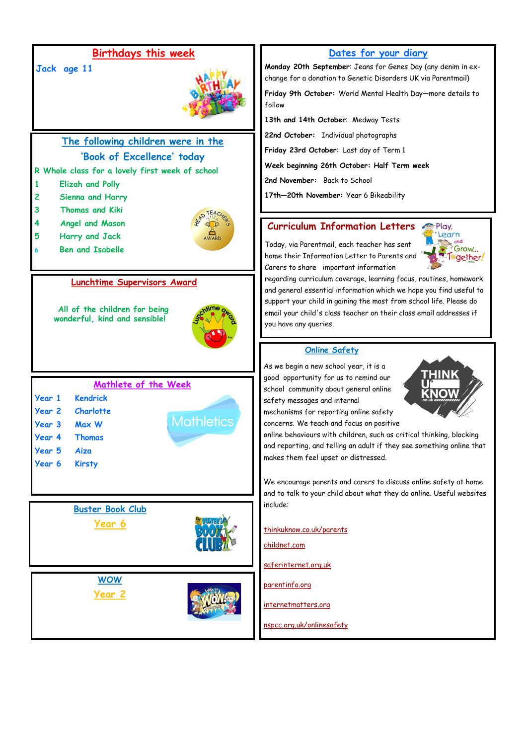## Birthdays this week

Jack age 11

## The following children were in the 'Book of Excellence' today

| | |
|---|---|
| R | Whole class for a lovely first week of school |
| 1 | Elizah and Polly |
| 2 | Sienna and Harry |
| 3 | Thomas and Kiki |
| 4 | Angel and Mason |
| 5 | Harry and Jack |
| 6 | Ben and Isabelle |

## Lunchtime Supervisors Award

All of the children for being wonderful, kind and sensible!

## Mathlete of the Week

| | |
|---|---|
| Year 1 | Kendrick |
| Year 2 | Charlotte |
| Year 3 | Max W |
| Year 4 | Thomas |
| Year 5 | Aiza |
| Year 6 | Kirsty |

## Buster Book Club

Year 6

## WOW

Year 2

## Dates for your diary

**Monday 20th September**: Jeans for Genes Day (any denim in exchange for a donation to Genetic Disorders UK via Parentmail)

**Friday 9th October:** World Mental Health Day—more details to follow

**13th and 14th October**: Medway Tests

**22nd October:** Individual photographs

**Friday 23rd October**: Last day of Term 1

**Week beginning 26th October: Half Term week**

**2nd November:** Back to School

**17th—20th November:** Year 6 Bikeability

## Curriculum Information Letters

Today, via Parentmail, each teacher has sent home their Information Letter to Parents and Carers to share important information regarding curriculum coverage, learning focus, routines, homework and general essential information which we hope you find useful to support your child in gaining the most from school life. Please do email your child's class teacher on their class email addresses if you have any queries.

## Online Safety

As we begin a new school year, it is a good opportunity for us to remind our school community about general online safety messages and internal mechanisms for reporting online safety concerns. We teach and focus on positive online behaviours with children, such as critical thinking, blocking and reporting, and telling an adult if they see something online that makes them feel upset or distressed.

We encourage parents and carers to discuss online safety at home and to talk to your child about what they do online. Useful websites include:

thinkuknow.co.uk/parents

childnet.com

saferinternet.org.uk

parentinfo.org

internetmatters.org

nspcc.org.uk/onlinesafety